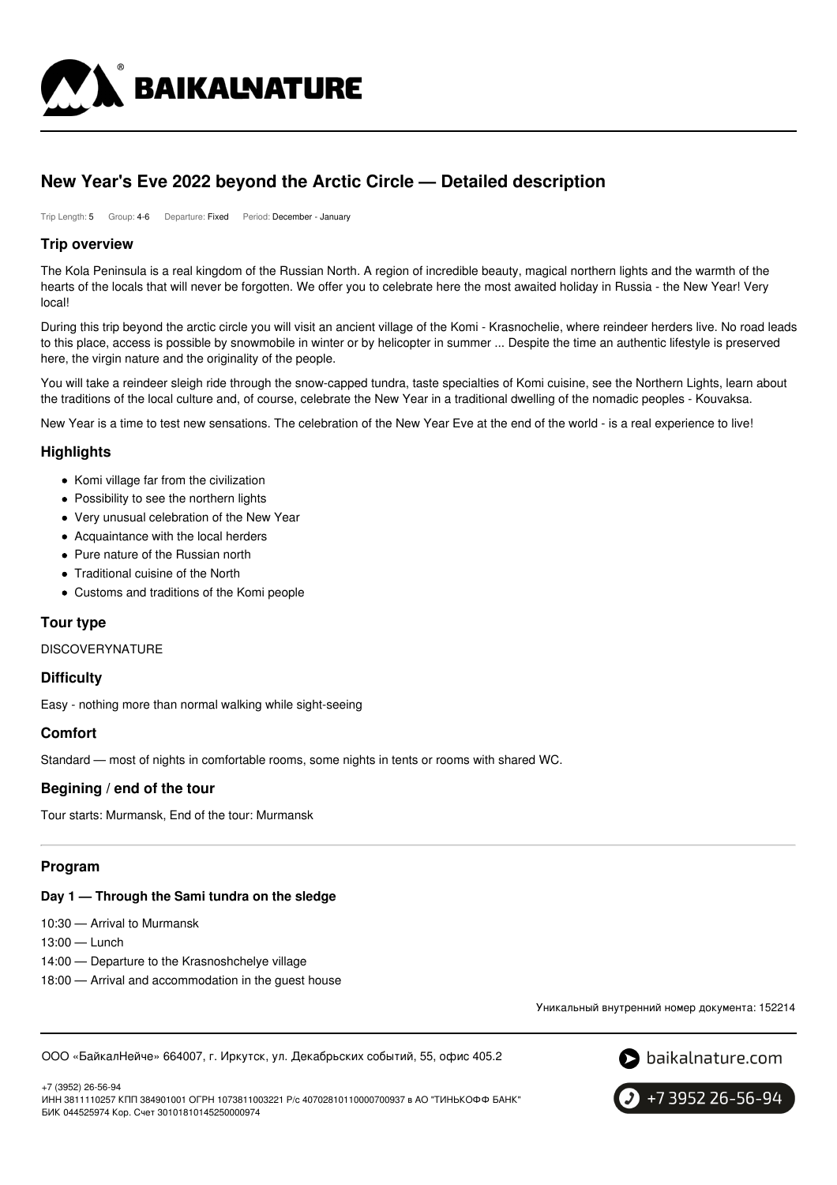# New Year's Eve 2022 beyond the Arctic Circle — Detailed description

Trip Length: 5 Group: 4-6 Departure: Fixed Period: December - January

## Trip overview

The Kola Peninsula is a real kingdom of the Russian North. A region of incredible beauty, magical northern lights and the warmth of the hearts of the locals that will never be forgotten. We offer you to celebrate here the most awaited holiday in Russia - the New Year! Very local!

During this trip beyond the arctic circle you will visit an ancient village of the Komi - Krasnochelie, where reindeer herders live. No road leads to this place, access is possible by snowmobile in winter or by helicopter in summer ... Despite the time an authentic lifestyle is preserved here, the virgin nature and the originality of the people.

You will take a reindeer sleigh ride through the snow-capped tundra, taste specialties of Komi cuisine, see the Northern Lights, learn about the traditions of the local culture and, of course, celebrate the New Year in a traditional dwelling of the nomadic peoples - Kouvaksa.

New Year is a time to test new sensations. The celebration of the New Year Eve at the end of the world - is a real experience to live!

## Highlights

- Komi village far from the civilization
- Possibility to see the northern lights
- Very unusual celebration of the New Year
- Acquaintance with the local herders
- Pure nature of the Russian north
- Traditional cuisine of the North
- Customs and traditions of the Komi people

## Tour type

DISCOVERYNATURE

## Difficulty

Easy - nothing more than normal walking while sight-seeing

## Comfort

Standard — most of nights in comfortable rooms, some nights in tents or rooms with shared WC.

## Begining / end of the tour

Tour starts: Murmansk, End of the tour: Murmansk

## Program

### Day 1 — Through the Sami tundra on the sledge

10:30 — Arrival to Murmansk

13:00 — Lunch

14:00 — Departure to the Krasnoshchelye village

18:00 — Arrival and accommodation in the guest house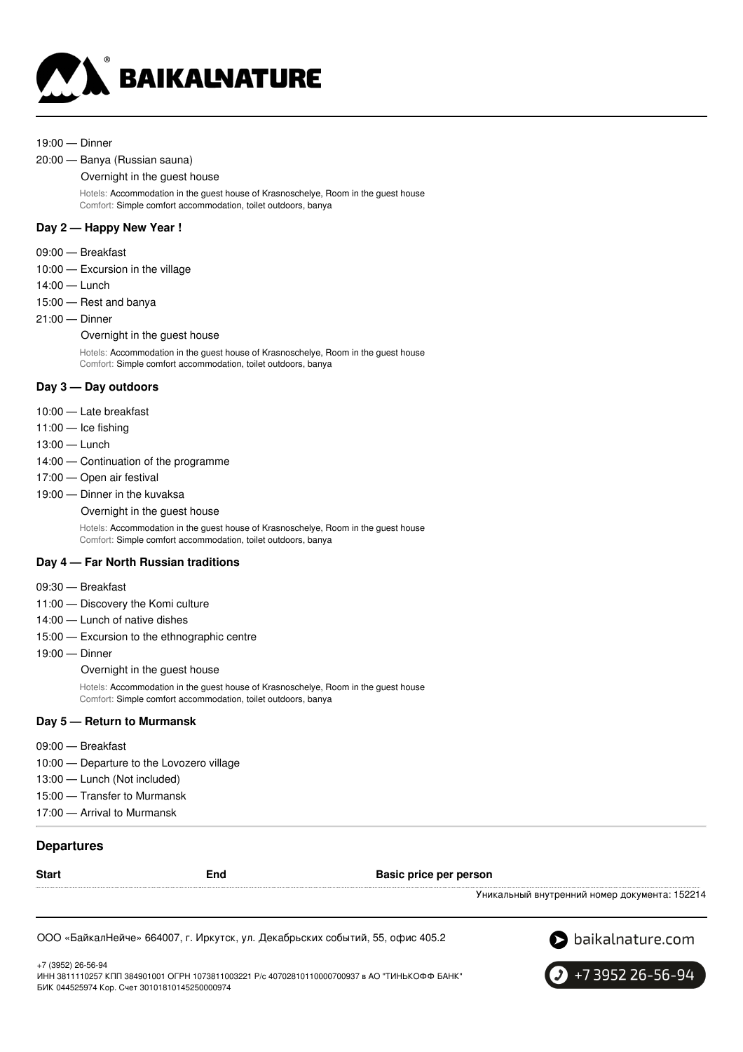19:00 — Dinner

20:00 — Banya (Russian sauna)

Overnight in the guest house

Hotels: Accommodation in the guest house of Krasnoschelye, Room in the guest house
Comfort: Simple comfort accommodation, toilet outdoors, banya

### Day 2 — Happy New Year !

09:00 — Breakfast

10:00 — Excursion in the village

14:00 — Lunch

15:00 — Rest and banya

21:00 — Dinner

Overnight in the guest house

Hotels: Accommodation in the guest house of Krasnoschelye, Room in the guest house
Comfort: Simple comfort accommodation, toilet outdoors, banya

### Day 3 — Day outdoors

10:00 — Late breakfast

11:00 — Ice fishing

13:00 — Lunch

14:00 — Continuation of the programme

17:00 — Open air festival

19:00 — Dinner in the kuvaksa

Overnight in the guest house

Hotels: Accommodation in the guest house of Krasnoschelye, Room in the guest house
Comfort: Simple comfort accommodation, toilet outdoors, banya

### Day 4 — Far North Russian traditions

09:30 — Breakfast

11:00 — Discovery the Komi culture

14:00 — Lunch of native dishes

15:00 — Excursion to the ethnographic centre

19:00 — Dinner

Overnight in the guest house

Hotels: Accommodation in the guest house of Krasnoschelye, Room in the guest house
Comfort: Simple comfort accommodation, toilet outdoors, banya

### Day 5 — Return to Murmansk

09:00 — Breakfast

10:00 — Departure to the Lovozero village

13:00 — Lunch (Not included)

15:00 — Transfer to Murmansk

17:00 — Arrival to Murmansk

## Departures

| Start | End | Basic price per person |
|---|---|---|

Уникальный внутренний номер документа: 152214

ООО «БайкалНейче» 664007, г. Иркутск, ул. Декабрьских событий, 55, офис 405.2

+7 (3952) 26-56-94
ИНН 3811110257 КПП 384901001 ОГРН 1073811003221 Р/с 40702810110000700937 в АО "ТИНЬКОФФ БАНК"
БИК 044525974 Кор. Счет 30101810145250000974

baikalnature.com

+7 3952 26-56-94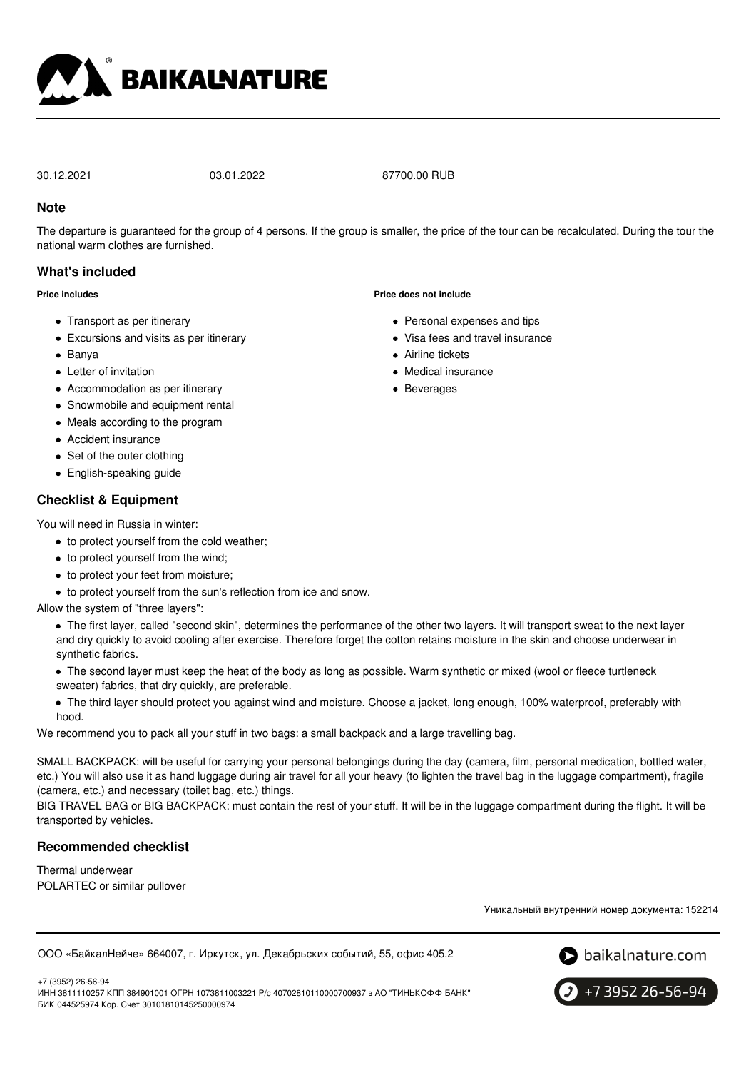| 30.12.2021 | 03.01.2022 | 87700.00 RUB |
| --- | --- | --- |

## Note

The departure is guaranteed for the group of 4 persons. If the group is smaller, the price of the tour can be recalculated. During the tour the national warm clothes are furnished.

## What's included

**Price includes**

- Transport as per itinerary
- Excursions and visits as per itinerary
- Banya
- Letter of invitation
- Accommodation as per itinerary
- Snowmobile and equipment rental
- Meals according to the program
- Accident insurance
- Set of the outer clothing
- English-speaking guide

**Price does not include**

- Personal expenses and tips
- Visa fees and travel insurance
- Airline tickets
- Medical insurance
- Beverages

## Checklist & Equipment

You will need in Russia in winter:

- to protect yourself from the cold weather;
- to protect yourself from the wind;
- to protect your feet from moisture;
- to protect yourself from the sun's reflection from ice and snow.

Allow the system of "three layers":

- The first layer, called "second skin", determines the performance of the other two layers. It will transport sweat to the next layer and dry quickly to avoid cooling after exercise. Therefore forget the cotton retains moisture in the skin and choose underwear in synthetic fabrics.
- The second layer must keep the heat of the body as long as possible. Warm synthetic or mixed (wool or fleece turtleneck sweater) fabrics, that dry quickly, are preferable.
- The third layer should protect you against wind and moisture. Choose a jacket, long enough, 100% waterproof, preferably with hood.

We recommend you to pack all your stuff in two bags: a small backpack and a large travelling bag.

SMALL BACKPACK: will be useful for carrying your personal belongings during the day (camera, film, personal medication, bottled water, etc.) You will also use it as hand luggage during air travel for all your heavy (to lighten the travel bag in the luggage compartment), fragile (camera, etc.) and necessary (toilet bag, etc.) things.
BIG TRAVEL BAG or BIG BACKPACK: must contain the rest of your stuff. It will be in the luggage compartment during the flight. It will be transported by vehicles.

## Recommended checklist

Thermal underwear
POLARTEC or similar pullover

Уникальный внутренний номер документа: 152214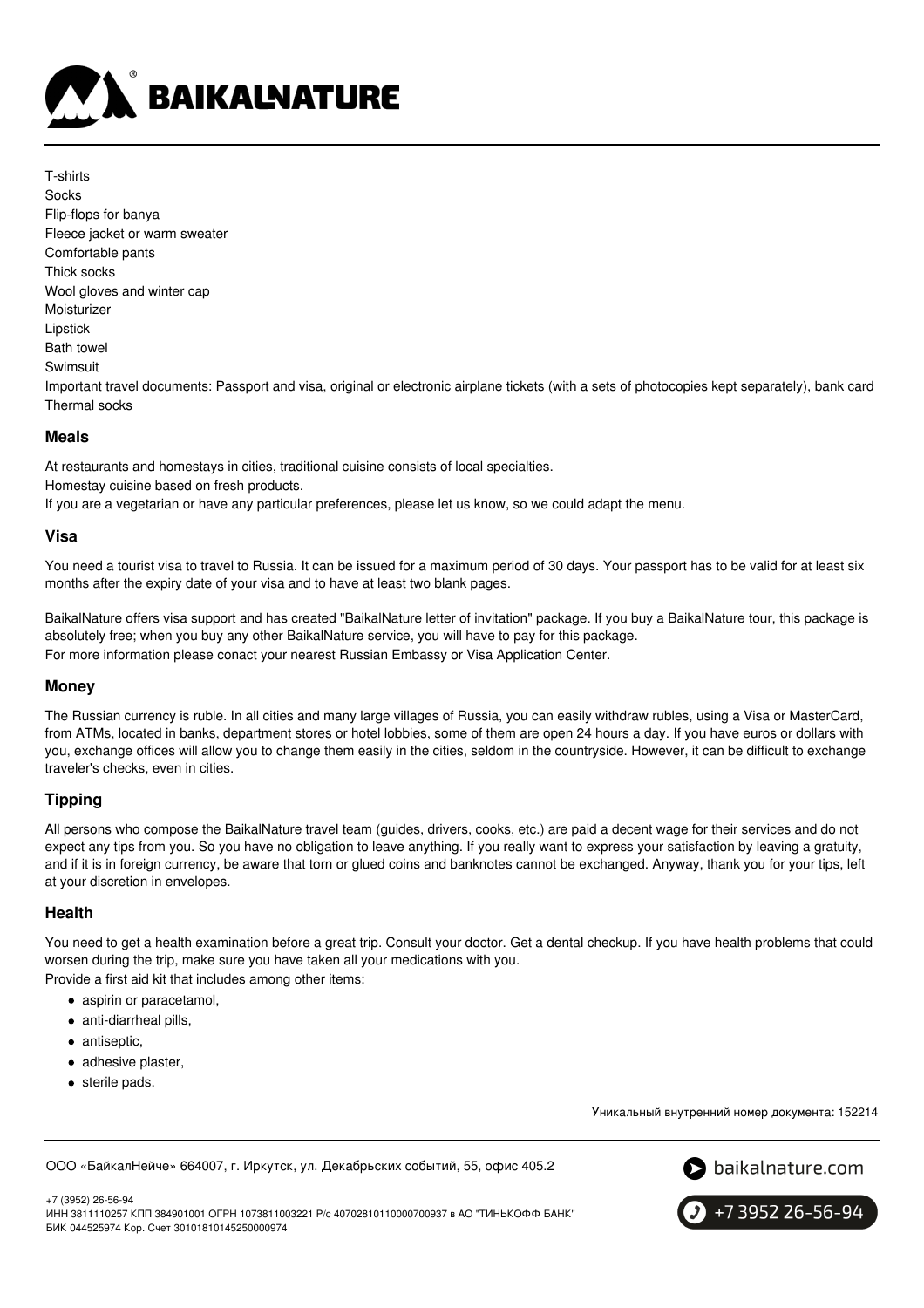T-shirts
Socks
Flip-flops for banya
Fleece jacket or warm sweater
Comfortable pants
Thick socks
Wool gloves and winter cap
Moisturizer
Lipstick
Bath towel
Swimsuit
Important travel documents: Passport and visa, original or electronic airplane tickets (with a sets of photocopies kept separately), bank card
Thermal socks

### Meals

At restaurants and homestays in cities, traditional cuisine consists of local specialties.
Homestay cuisine based on fresh products.
If you are a vegetarian or have any particular preferences, please let us know, so we could adapt the menu.

### Visa

You need a tourist visa to travel to Russia. It can be issued for a maximum period of 30 days. Your passport has to be valid for at least six months after the expiry date of your visa and to have at least two blank pages.

BaikalNature offers visa support and has created "BaikalNature letter of invitation" package. If you buy a BaikalNature tour, this package is absolutely free; when you buy any other BaikalNature service, you will have to pay for this package.
For more information please conact your nearest Russian Embassy or Visa Application Center.

### Money

The Russian currency is ruble. In all cities and many large villages of Russia, you can easily withdraw rubles, using a Visa or MasterCard, from ATMs, located in banks, department stores or hotel lobbies, some of them are open 24 hours a day. If you have euros or dollars with you, exchange offices will allow you to change them easily in the cities, seldom in the countryside. However, it can be difficult to exchange traveler's checks, even in cities.

### Tipping

All persons who compose the BaikalNature travel team (guides, drivers, cooks, etc.) are paid a decent wage for their services and do not expect any tips from you. So you have no obligation to leave anything. If you really want to express your satisfaction by leaving a gratuity, and if it is in foreign currency, be aware that torn or glued coins and banknotes cannot be exchanged. Anyway, thank you for your tips, left at your discretion in envelopes.

### Health

You need to get a health examination before a great trip. Consult your doctor. Get a dental checkup. If you have health problems that could worsen during the trip, make sure you have taken all your medications with you.
Provide a first aid kit that includes among other items:

- aspirin or paracetamol,
- anti-diarrheal pills,
- antiseptic,
- adhesive plaster,
- sterile pads.

Уникальный внутренний номер документа: 152214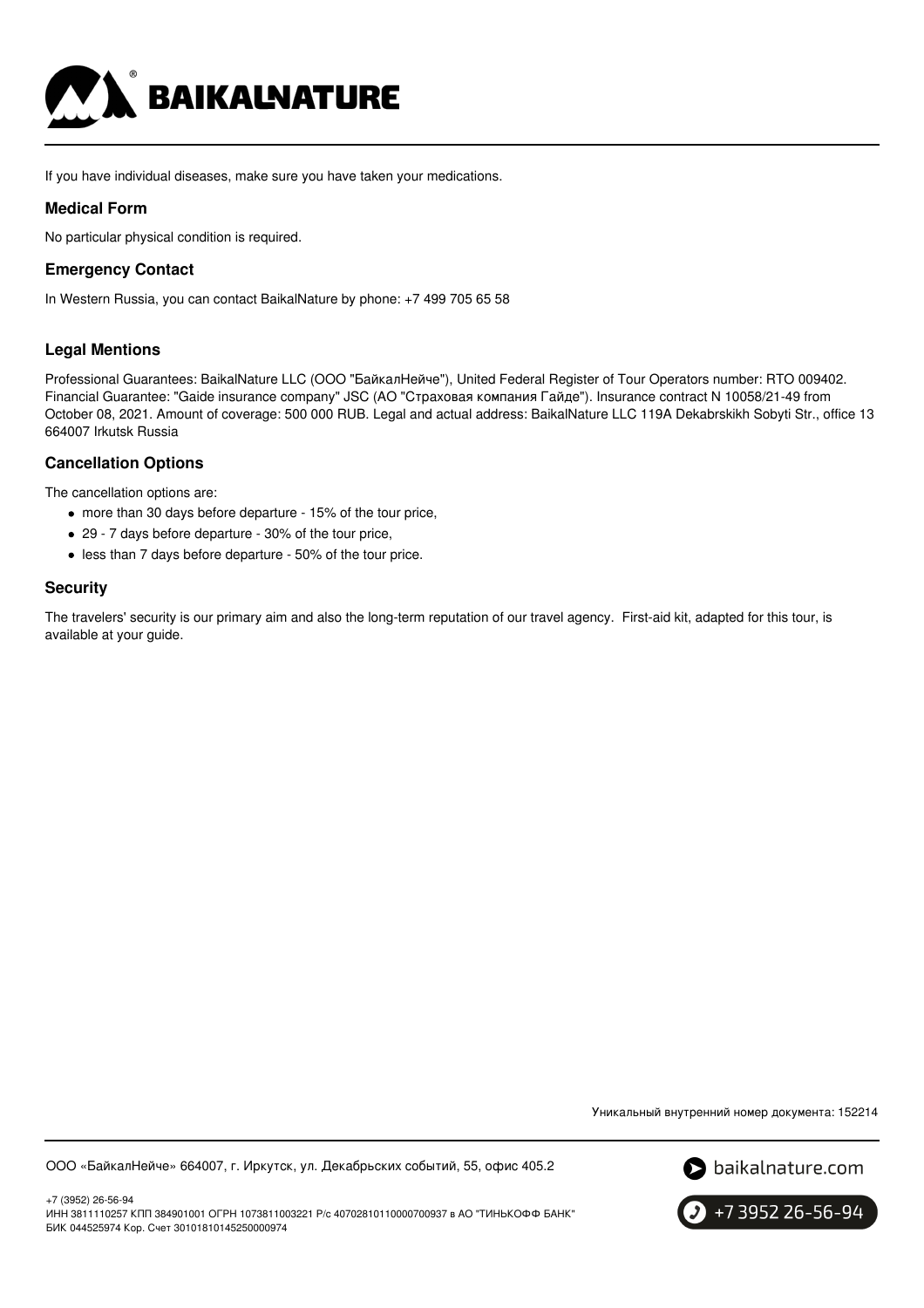If you have individual diseases, make sure you have taken your medications.

### Medical Form

No particular physical condition is required.

### Emergency Contact

In Western Russia, you can contact BaikalNature by phone: +7 499 705 65 58

### Legal Mentions

Professional Guarantees: BaikalNature LLC (ООО "БайкалНейче"), United Federal Register of Tour Operators number: RTO 009402. Financial Guarantee: "Gaide insurance company" JSC (АО "Страховая компания Гайде"). Insurance contract N 10058/21-49 from October 08, 2021. Amount of coverage: 500 000 RUB. Legal and actual address: BaikalNature LLC 119A Dekabrskikh Sobyti Str., office 13 664007 Irkutsk Russia

### Cancellation Options

The cancellation options are:

- more than 30 days before departure - 15% of the tour price,
- 29 - 7 days before departure - 30% of the tour price,
- less than 7 days before departure - 50% of the tour price.

### Security

The travelers' security is our primary aim and also the long-term reputation of our travel agency. First-aid kit, adapted for this tour, is available at your guide.

Уникальный внутренний номер документа: 152214